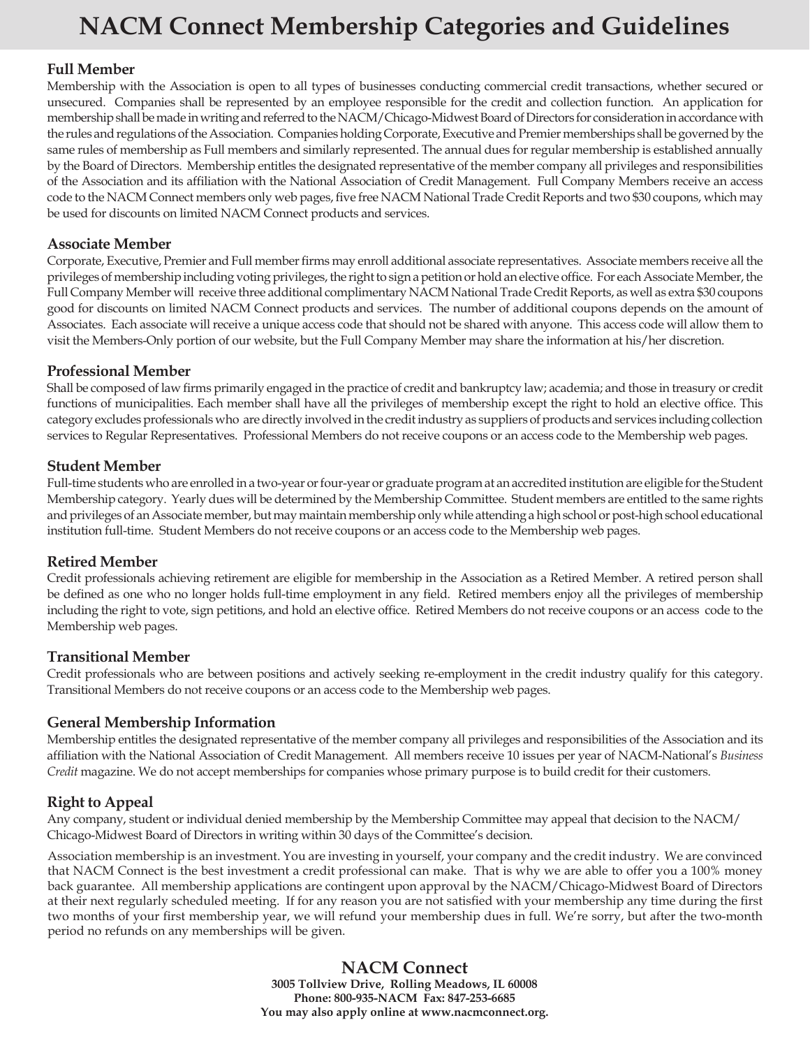# NACM Connect Membership Categories and Guidelines

## Full Member

Membership with the Association is open to all types of businesses conducting commercial credit transactions, whether secured or unsecured. Companies shall be represented by an employee responsible for the credit and collection function. An application for membership shall be made in writing and referred to the NACM/Chicago-Midwest Board of Directors for consideration in accordance with the rules and regulations of the Association. Companies holding Corporate, Executive and Premier memberships shall be governed by the same rules of membership as Full members and similarly represented. The annual dues for regular membership is established annually by the Board of Directors. Membership entitles the designated representative of the member company all privileges and responsibilities of the Association and its affiliation with the National Association of Credit Management. Full Company Members receive an access code to the NACM Connect members only web pages, five free NACM National Trade Credit Reports and two $30 coupons, which may be used for discounts on limited NACM Connect products and services.

## Associate Member

Corporate, Executive, Premier and Full member firms may enroll additional associate representatives. Associate members receive all the privileges of membership including voting privileges, the right to sign a petition or hold an elective office. For each Associate Member, the Full Company Member will receive three additional complimentary NACM National Trade Credit Reports, as well as extra $30 coupons good for discounts on limited NACM Connect products and services. The number of additional coupons depends on the amount of Associates. Each associate will receive a unique access code that should not be shared with anyone. This access code will allow them to visit the Members-Only portion of our website, but the Full Company Member may share the information at his/her discretion.

## Professional Member

Shall be composed of law firms primarily engaged in the practice of credit and bankruptcy law; academia; and those in treasury or credit functions of municipalities. Each member shall have all the privileges of membership except the right to hold an elective office. This category excludes professionals who are directly involved in the credit industry as suppliers of products and services including collection services to Regular Representatives. Professional Members do not receive coupons or an access code to the Membership web pages.

## Student Member

Full-time students who are enrolled in a two-year or four-year or graduate program at an accredited institution are eligible for the Student Membership category. Yearly dues will be determined by the Membership Committee. Student members are entitled to the same rights and privileges of an Associate member, but may maintain membership only while attending a high school or post-high school educational institution full-time. Student Members do not receive coupons or an access code to the Membership web pages.

## Retired Member

Credit professionals achieving retirement are eligible for membership in the Association as a Retired Member. A retired person shall be defined as one who no longer holds full-time employment in any field. Retired members enjoy all the privileges of membership including the right to vote, sign petitions, and hold an elective office. Retired Members do not receive coupons or an access code to the Membership web pages.

## Transitional Member

Credit professionals who are between positions and actively seeking re-employment in the credit industry qualify for this category. Transitional Members do not receive coupons or an access code to the Membership web pages.

## General Membership Information

Membership entitles the designated representative of the member company all privileges and responsibilities of the Association and its affiliation with the National Association of Credit Management. All members receive 10 issues per year of NACM-National's *Business Credit* magazine. We do not accept memberships for companies whose primary purpose is to build credit for their customers.

## Right to Appeal

Any company, student or individual denied membership by the Membership Committee may appeal that decision to the NACM/Chicago-Midwest Board of Directors in writing within 30 days of the Committee's decision.

Association membership is an investment. You are investing in yourself, your company and the credit industry. We are convinced that NACM Connect is the best investment a credit professional can make. That is why we are able to offer you a 100% money back guarantee. All membership applications are contingent upon approval by the NACM/Chicago-Midwest Board of Directors at their next regularly scheduled meeting. If for any reason you are not satisfied with your membership any time during the first two months of your first membership year, we will refund your membership dues in full. We're sorry, but after the two-month period no refunds on any memberships will be given.

**NACM Connect**

**3005 Tollview Drive, Rolling Meadows, IL 60008**
**Phone: 800-935-NACM Fax: 847-253-6685**
**You may also apply online at www.nacmconnect.org.**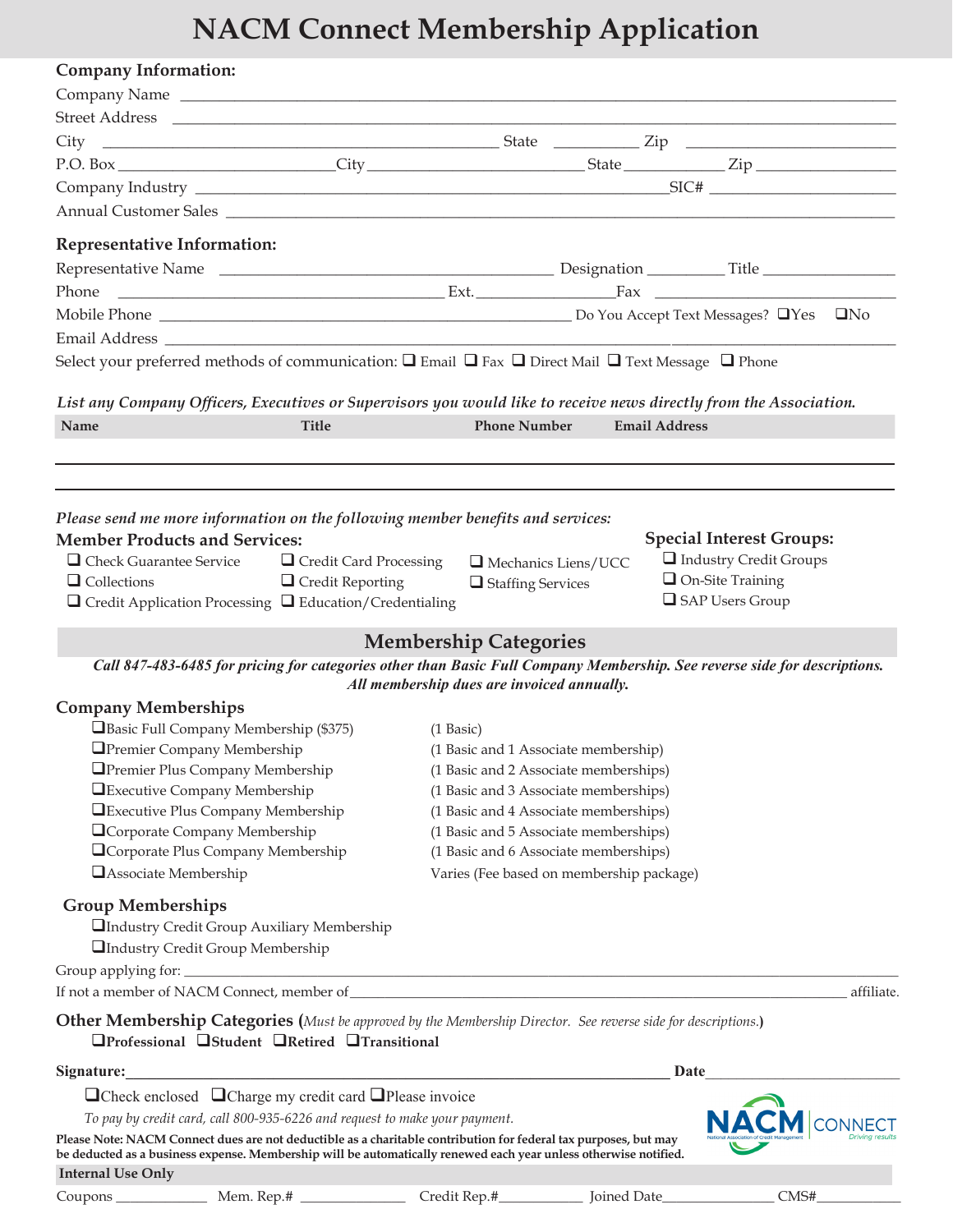# NACM Connect Membership Application

**Company Information:**

Company Name ______________________________________________

Street Address ______________________________________________

City ______________________________ State __________ Zip ____________________

P.O. Box ____________________ City ____________________ State __________ Zip ______________

Company Industry ______________________________________________ SIC# ____________________

Annual Customer Sales ______________________________________________

**Representative Information:**

Representative Name ______________________________ Designation __________ Title ______________

Phone ______________________________ Ext. ______________ Fax ______________________

Mobile Phone ______________________________ Do You Accept Text Messages? ❑Yes ❑No

Email Address ______________________________________________

Select your preferred methods of communication: ❑ Email ❑ Fax ❑ Direct Mail ❑ Text Message ❑ Phone

*List any Company Officers, Executives or Supervisors you would like to receive news directly from the Association.*

| Name | Title | Phone Number | Email Address |
|---|---|---|---|
| | | | |
| | | | |

*Please send me more information on the following member benefits and services:*

**Member Products and Services:**

- ❑ Check Guarantee Service
- ❑ Collections
- ❑ Credit Application Processing
- ❑ Credit Card Processing
- ❑ Credit Reporting
- ❑ Education/Credentialing
- ❑ Mechanics Liens/UCC
- ❑ Staffing Services

**Special Interest Groups:**

- ❑ Industry Credit Groups
- ❑ On-Site Training
- ❑ SAP Users Group

## Membership Categories

***Call 847-483-6485 for pricing for categories other than Basic Full Company Membership. See reverse side for descriptions. All membership dues are invoiced annually.***

**Company Memberships**

| | |
|---|---|
| ❑Basic Full Company Membership ($375) | (1 Basic) |
| ❑Premier Company Membership | (1 Basic and 1 Associate membership) |
| ❑Premier Plus Company Membership | (1 Basic and 2 Associate memberships) |
| ❑Executive Company Membership | (1 Basic and 3 Associate memberships) |
| ❑Executive Plus Company Membership | (1 Basic and 4 Associate memberships) |
| ❑Corporate Company Membership | (1 Basic and 5 Associate memberships) |
| ❑Corporate Plus Company Membership | (1 Basic and 6 Associate memberships) |
| ❑Associate Membership | Varies (Fee based on membership package) |

**Group Memberships**

❑Industry Credit Group Auxiliary Membership

❑Industry Credit Group Membership

Group applying for: ______________________________________________

If not a member of NACM Connect, member of ______________________________ affiliate.

**Other Membership Categories (***Must be approved by the Membership Director. See reverse side for descriptions.***)**

**❑Professional ❑Student ❑Retired ❑Transitional**

**Signature:**______________________________________________ **Date**______________________

❑Check enclosed ❑Charge my credit card ❑Please invoice

*To pay by credit card, call 800-935-6226 and request to make your payment.*

**Please Note: NACM Connect dues are not deductible as a charitable contribution for federal tax purposes, but may be deducted as a business expense. Membership will be automatically renewed each year unless otherwise notified.**

NACM CONNECT National Association of Credit Management *Driving results*

**Internal Use Only**

Coupons __________ Mem. Rep.# ____________ Credit Rep.# __________ Joined Date ______________ CMS# __________